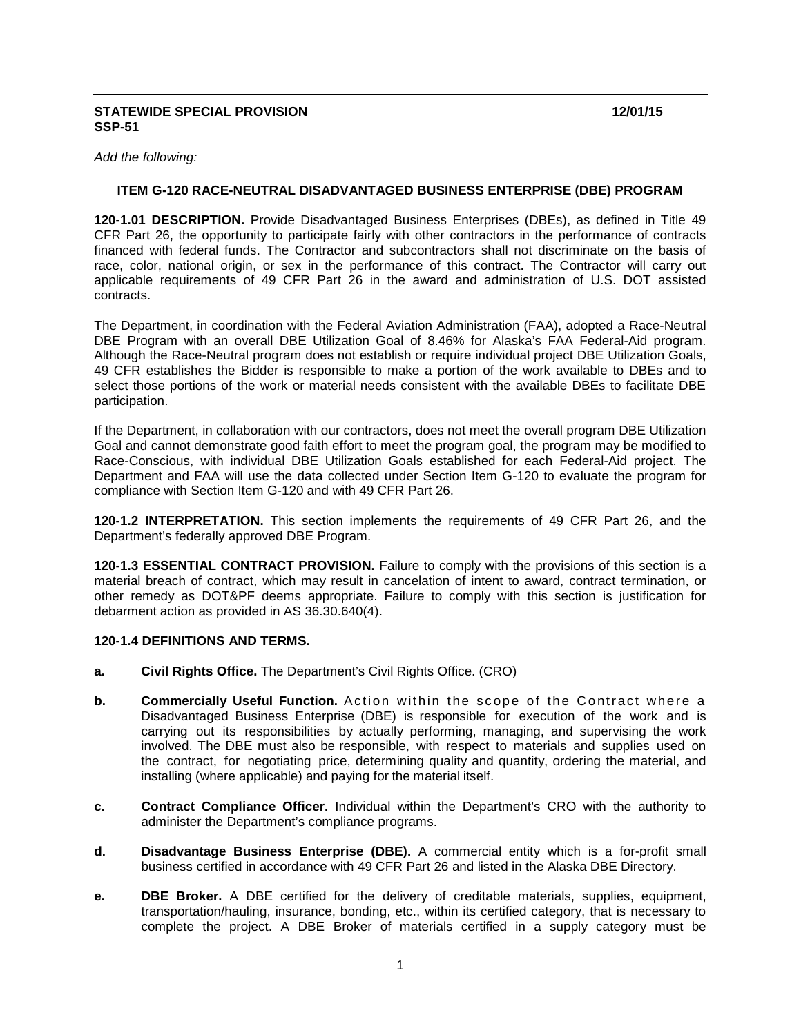**STATEWIDE SPECIAL PROVISION** **12/01/15**
**SSP-51**

*Add the following:*

**ITEM G-120 RACE-NEUTRAL DISADVANTAGED BUSINESS ENTERPRISE (DBE) PROGRAM**

**120-1.01 DESCRIPTION.** Provide Disadvantaged Business Enterprises (DBEs), as defined in Title 49 CFR Part 26, the opportunity to participate fairly with other contractors in the performance of contracts financed with federal funds. The Contractor and subcontractors shall not discriminate on the basis of race, color, national origin, or sex in the performance of this contract. The Contractor will carry out applicable requirements of 49 CFR Part 26 in the award and administration of U.S. DOT assisted contracts.

The Department, in coordination with the Federal Aviation Administration (FAA), adopted a Race-Neutral DBE Program with an overall DBE Utilization Goal of 8.46% for Alaska's FAA Federal-Aid program. Although the Race-Neutral program does not establish or require individual project DBE Utilization Goals, 49 CFR establishes the Bidder is responsible to make a portion of the work available to DBEs and to select those portions of the work or material needs consistent with the available DBEs to facilitate DBE participation.

If the Department, in collaboration with our contractors, does not meet the overall program DBE Utilization Goal and cannot demonstrate good faith effort to meet the program goal, the program may be modified to Race-Conscious, with individual DBE Utilization Goals established for each Federal-Aid project. The Department and FAA will use the data collected under Section Item G-120 to evaluate the program for compliance with Section Item G-120 and with 49 CFR Part 26.

**120-1.2 INTERPRETATION.** This section implements the requirements of 49 CFR Part 26, and the Department's federally approved DBE Program.

**120-1.3 ESSENTIAL CONTRACT PROVISION.** Failure to comply with the provisions of this section is a material breach of contract, which may result in cancelation of intent to award, contract termination, or other remedy as DOT&PF deems appropriate. Failure to comply with this section is justification for debarment action as provided in AS 36.30.640(4).

**120-1.4 DEFINITIONS AND TERMS.**

**a. Civil Rights Office.** The Department's Civil Rights Office. (CRO)

**b. Commercially Useful Function.** Action within the scope of the Contract where a Disadvantaged Business Enterprise (DBE) is responsible for execution of the work and is carrying out its responsibilities by actually performing, managing, and supervising the work involved. The DBE must also be responsible, with respect to materials and supplies used on the contract, for negotiating price, determining quality and quantity, ordering the material, and installing (where applicable) and paying for the material itself.

**c. Contract Compliance Officer.** Individual within the Department's CRO with the authority to administer the Department's compliance programs.

**d. Disadvantage Business Enterprise (DBE).** A commercial entity which is a for-profit small business certified in accordance with 49 CFR Part 26 and listed in the Alaska DBE Directory.

**e. DBE Broker.** A DBE certified for the delivery of creditable materials, supplies, equipment, transportation/hauling, insurance, bonding, etc., within its certified category, that is necessary to complete the project. A DBE Broker of materials certified in a supply category must be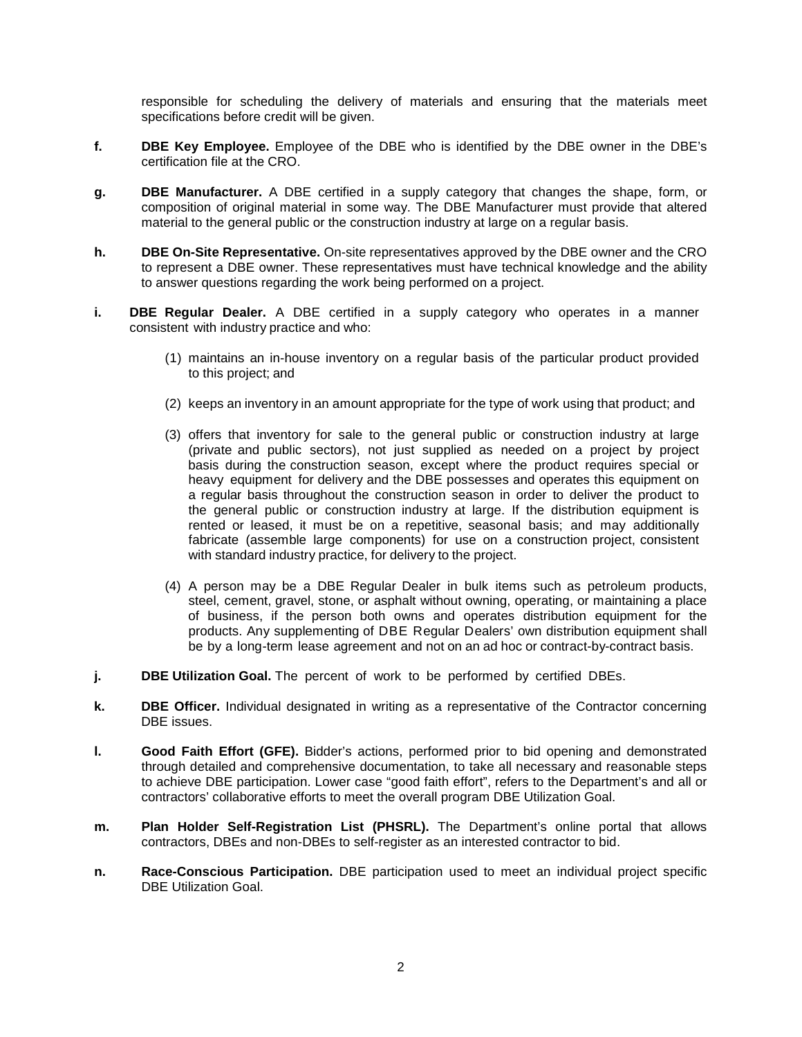responsible for scheduling the delivery of materials and ensuring that the materials meet specifications before credit will be given.

**f.** **DBE Key Employee.** Employee of the DBE who is identified by the DBE owner in the DBE's certification file at the CRO.

**g.** **DBE Manufacturer.** A DBE certified in a supply category that changes the shape, form, or composition of original material in some way. The DBE Manufacturer must provide that altered material to the general public or the construction industry at large on a regular basis.

**h.** **DBE On-Site Representative.** On-site representatives approved by the DBE owner and the CRO to represent a DBE owner. These representatives must have technical knowledge and the ability to answer questions regarding the work being performed on a project.

**i.** **DBE Regular Dealer.** A DBE certified in a supply category who operates in a manner consistent with industry practice and who:

(1) maintains an in-house inventory on a regular basis of the particular product provided to this project; and

(2) keeps an inventory in an amount appropriate for the type of work using that product; and

(3) offers that inventory for sale to the general public or construction industry at large (private and public sectors), not just supplied as needed on a project by project basis during the construction season, except where the product requires special or heavy equipment for delivery and the DBE possesses and operates this equipment on a regular basis throughout the construction season in order to deliver the product to the general public or construction industry at large. If the distribution equipment is rented or leased, it must be on a repetitive, seasonal basis; and may additionally fabricate (assemble large components) for use on a construction project, consistent with standard industry practice, for delivery to the project.

(4) A person may be a DBE Regular Dealer in bulk items such as petroleum products, steel, cement, gravel, stone, or asphalt without owning, operating, or maintaining a place of business, if the person both owns and operates distribution equipment for the products. Any supplementing of DBE Regular Dealers' own distribution equipment shall be by a long-term lease agreement and not on an ad hoc or contract-by-contract basis.

**j.** **DBE Utilization Goal.** The percent of work to be performed by certified DBEs.

**k.** **DBE Officer.** Individual designated in writing as a representative of the Contractor concerning DBE issues.

**l.** **Good Faith Effort (GFE).** Bidder's actions, performed prior to bid opening and demonstrated through detailed and comprehensive documentation, to take all necessary and reasonable steps to achieve DBE participation. Lower case "good faith effort", refers to the Department's and all or contractors' collaborative efforts to meet the overall program DBE Utilization Goal.

**m.** **Plan Holder Self-Registration List (PHSRL).** The Department's online portal that allows contractors, DBEs and non-DBEs to self-register as an interested contractor to bid.

**n.** **Race-Conscious Participation.** DBE participation used to meet an individual project specific DBE Utilization Goal.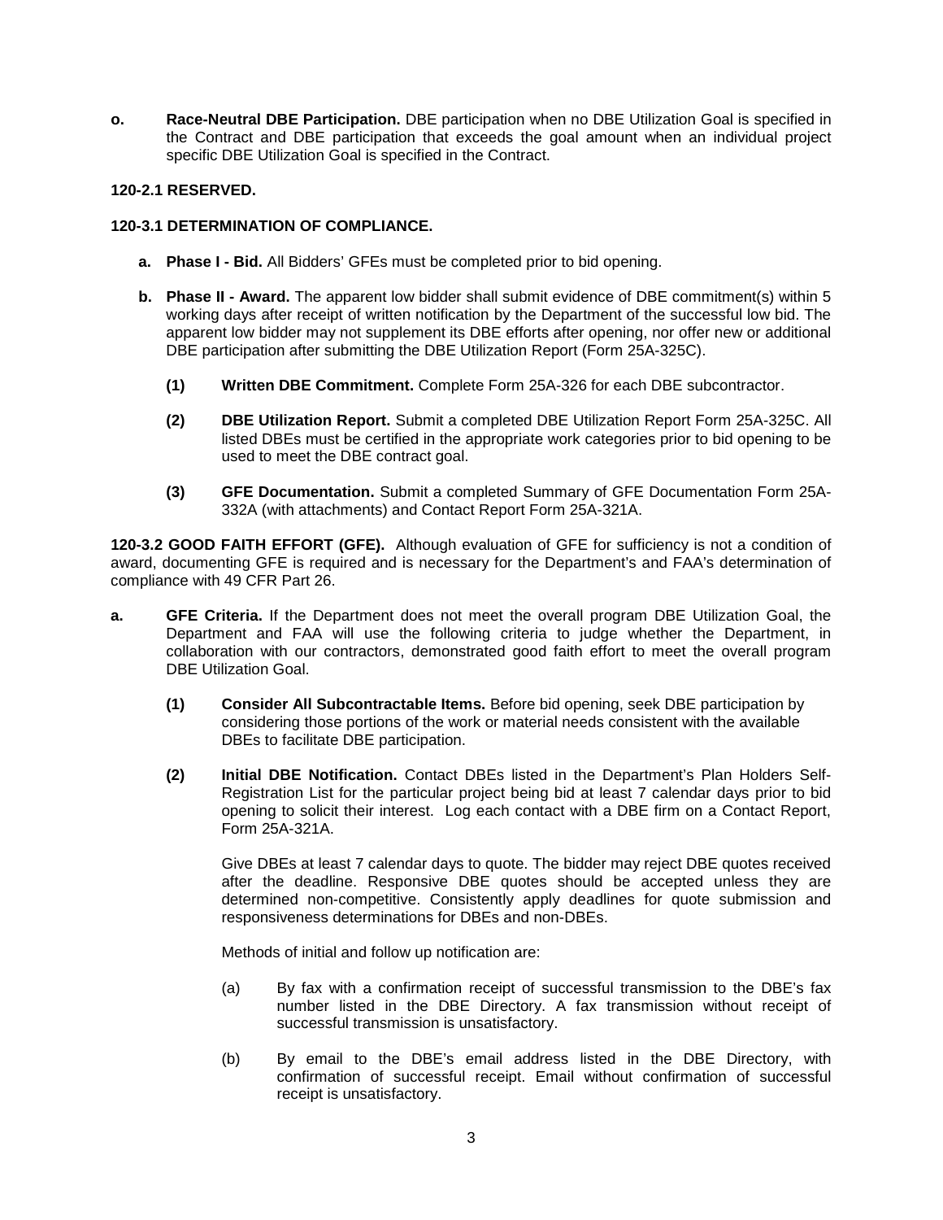**o.** **Race-Neutral DBE Participation.** DBE participation when no DBE Utilization Goal is specified in the Contract and DBE participation that exceeds the goal amount when an individual project specific DBE Utilization Goal is specified in the Contract.

**120-2.1 RESERVED.**

**120-3.1 DETERMINATION OF COMPLIANCE.**

**a. Phase I - Bid.** All Bidders' GFEs must be completed prior to bid opening.

**b. Phase II - Award.** The apparent low bidder shall submit evidence of DBE commitment(s) within 5 working days after receipt of written notification by the Department of the successful low bid. The apparent low bidder may not supplement its DBE efforts after opening, nor offer new or additional DBE participation after submitting the DBE Utilization Report (Form 25A-325C).

**(1)** **Written DBE Commitment.** Complete Form 25A-326 for each DBE subcontractor.

**(2)** **DBE Utilization Report.** Submit a completed DBE Utilization Report Form 25A-325C. All listed DBEs must be certified in the appropriate work categories prior to bid opening to be used to meet the DBE contract goal.

**(3)** **GFE Documentation.** Submit a completed Summary of GFE Documentation Form 25A-332A (with attachments) and Contact Report Form 25A-321A.

**120-3.2 GOOD FAITH EFFORT (GFE).** Although evaluation of GFE for sufficiency is not a condition of award, documenting GFE is required and is necessary for the Department's and FAA's determination of compliance with 49 CFR Part 26.

**a.** **GFE Criteria.** If the Department does not meet the overall program DBE Utilization Goal, the Department and FAA will use the following criteria to judge whether the Department, in collaboration with our contractors, demonstrated good faith effort to meet the overall program DBE Utilization Goal.

**(1)** **Consider All Subcontractable Items.** Before bid opening, seek DBE participation by considering those portions of the work or material needs consistent with the available DBEs to facilitate DBE participation.

**(2)** **Initial DBE Notification.** Contact DBEs listed in the Department's Plan Holders Self-Registration List for the particular project being bid at least 7 calendar days prior to bid opening to solicit their interest. Log each contact with a DBE firm on a Contact Report, Form 25A-321A.

Give DBEs at least 7 calendar days to quote. The bidder may reject DBE quotes received after the deadline. Responsive DBE quotes should be accepted unless they are determined non-competitive. Consistently apply deadlines for quote submission and responsiveness determinations for DBEs and non-DBEs.

Methods of initial and follow up notification are:

(a) By fax with a confirmation receipt of successful transmission to the DBE's fax number listed in the DBE Directory. A fax transmission without receipt of successful transmission is unsatisfactory.

(b) By email to the DBE's email address listed in the DBE Directory, with confirmation of successful receipt. Email without confirmation of successful receipt is unsatisfactory.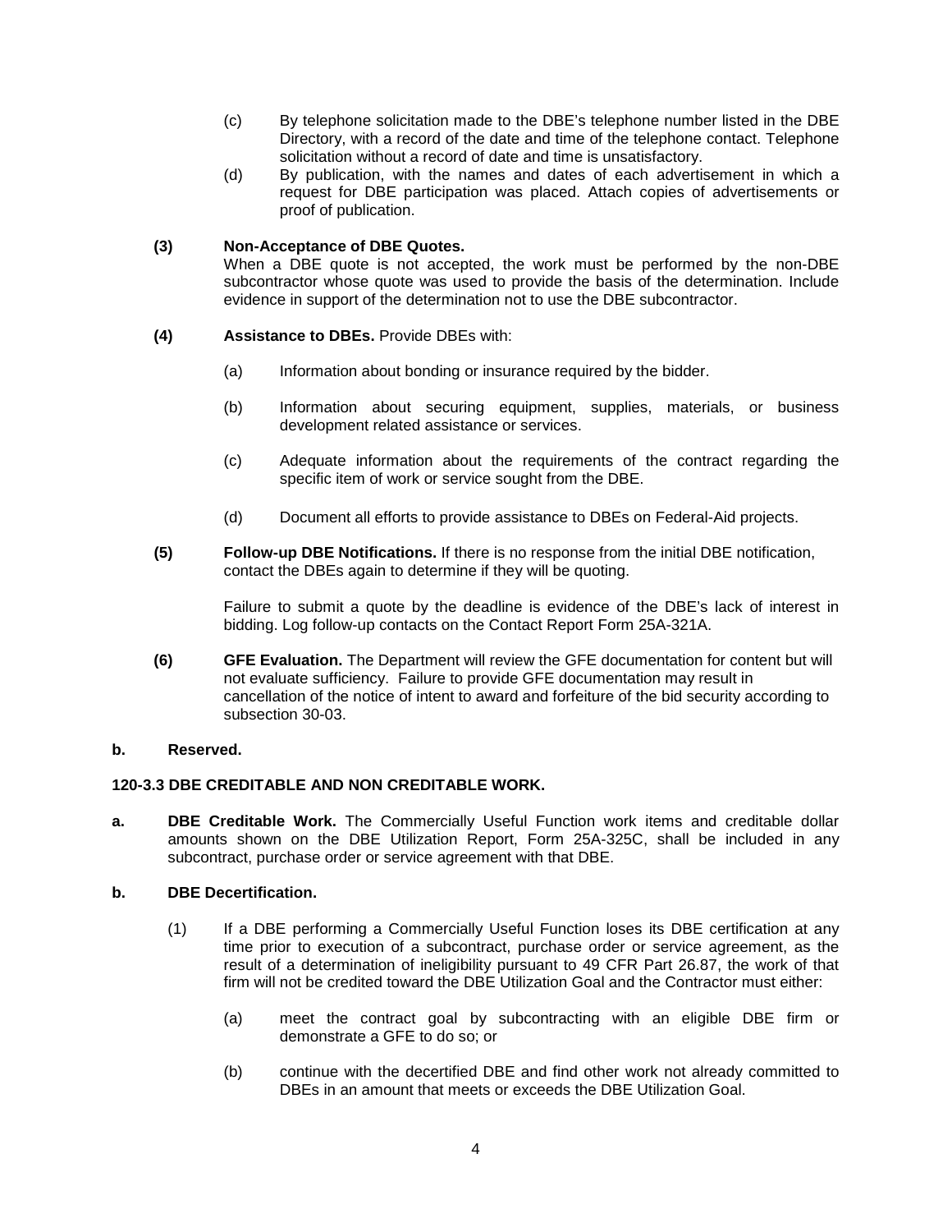(c) By telephone solicitation made to the DBE's telephone number listed in the DBE Directory, with a record of the date and time of the telephone contact. Telephone solicitation without a record of date and time is unsatisfactory.

(d) By publication, with the names and dates of each advertisement in which a request for DBE participation was placed. Attach copies of advertisements or proof of publication.

**(3) Non-Acceptance of DBE Quotes.**
When a DBE quote is not accepted, the work must be performed by the non-DBE subcontractor whose quote was used to provide the basis of the determination. Include evidence in support of the determination not to use the DBE subcontractor.

**(4) Assistance to DBEs.** Provide DBEs with:

(a) Information about bonding or insurance required by the bidder.

(b) Information about securing equipment, supplies, materials, or business development related assistance or services.

(c) Adequate information about the requirements of the contract regarding the specific item of work or service sought from the DBE.

(d) Document all efforts to provide assistance to DBEs on Federal-Aid projects.

**(5) Follow-up DBE Notifications.** If there is no response from the initial DBE notification, contact the DBEs again to determine if they will be quoting.

Failure to submit a quote by the deadline is evidence of the DBE's lack of interest in bidding. Log follow-up contacts on the Contact Report Form 25A-321A.

**(6) GFE Evaluation.** The Department will review the GFE documentation for content but will not evaluate sufficiency. Failure to provide GFE documentation may result in cancellation of the notice of intent to award and forfeiture of the bid security according to subsection 30-03.

**b. Reserved.**

**120-3.3 DBE CREDITABLE AND NON CREDITABLE WORK.**

**a. DBE Creditable Work.** The Commercially Useful Function work items and creditable dollar amounts shown on the DBE Utilization Report, Form 25A-325C, shall be included in any subcontract, purchase order or service agreement with that DBE.

**b. DBE Decertification.**

(1) If a DBE performing a Commercially Useful Function loses its DBE certification at any time prior to execution of a subcontract, purchase order or service agreement, as the result of a determination of ineligibility pursuant to 49 CFR Part 26.87, the work of that firm will not be credited toward the DBE Utilization Goal and the Contractor must either:

(a) meet the contract goal by subcontracting with an eligible DBE firm or demonstrate a GFE to do so; or

(b) continue with the decertified DBE and find other work not already committed to DBEs in an amount that meets or exceeds the DBE Utilization Goal.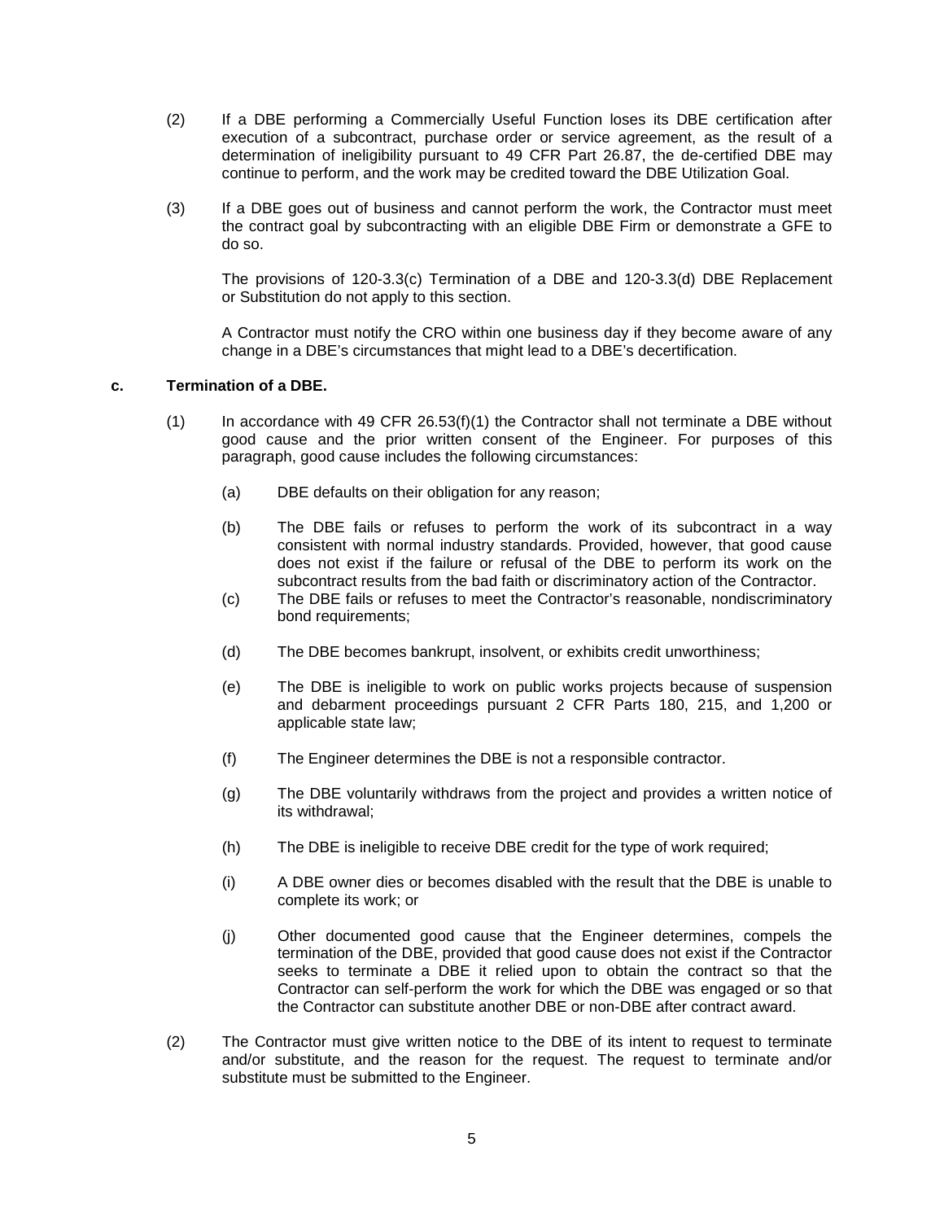(2) If a DBE performing a Commercially Useful Function loses its DBE certification after execution of a subcontract, purchase order or service agreement, as the result of a determination of ineligibility pursuant to 49 CFR Part 26.87, the de-certified DBE may continue to perform, and the work may be credited toward the DBE Utilization Goal.

(3) If a DBE goes out of business and cannot perform the work, the Contractor must meet the contract goal by subcontracting with an eligible DBE Firm or demonstrate a GFE to do so.

The provisions of 120-3.3(c) Termination of a DBE and 120-3.3(d) DBE Replacement or Substitution do not apply to this section.

A Contractor must notify the CRO within one business day if they become aware of any change in a DBE's circumstances that might lead to a DBE's decertification.

**c. Termination of a DBE.**

(1) In accordance with 49 CFR 26.53(f)(1) the Contractor shall not terminate a DBE without good cause and the prior written consent of the Engineer. For purposes of this paragraph, good cause includes the following circumstances:

(a) DBE defaults on their obligation for any reason;

(b) The DBE fails or refuses to perform the work of its subcontract in a way consistent with normal industry standards. Provided, however, that good cause does not exist if the failure or refusal of the DBE to perform its work on the subcontract results from the bad faith or discriminatory action of the Contractor.

(c) The DBE fails or refuses to meet the Contractor's reasonable, nondiscriminatory bond requirements;

(d) The DBE becomes bankrupt, insolvent, or exhibits credit unworthiness;

(e) The DBE is ineligible to work on public works projects because of suspension and debarment proceedings pursuant 2 CFR Parts 180, 215, and 1,200 or applicable state law;

(f) The Engineer determines the DBE is not a responsible contractor.

(g) The DBE voluntarily withdraws from the project and provides a written notice of its withdrawal;

(h) The DBE is ineligible to receive DBE credit for the type of work required;

(i) A DBE owner dies or becomes disabled with the result that the DBE is unable to complete its work; or

(j) Other documented good cause that the Engineer determines, compels the termination of the DBE, provided that good cause does not exist if the Contractor seeks to terminate a DBE it relied upon to obtain the contract so that the Contractor can self-perform the work for which the DBE was engaged or so that the Contractor can substitute another DBE or non-DBE after contract award.

(2) The Contractor must give written notice to the DBE of its intent to request to terminate and/or substitute, and the reason for the request. The request to terminate and/or substitute must be submitted to the Engineer.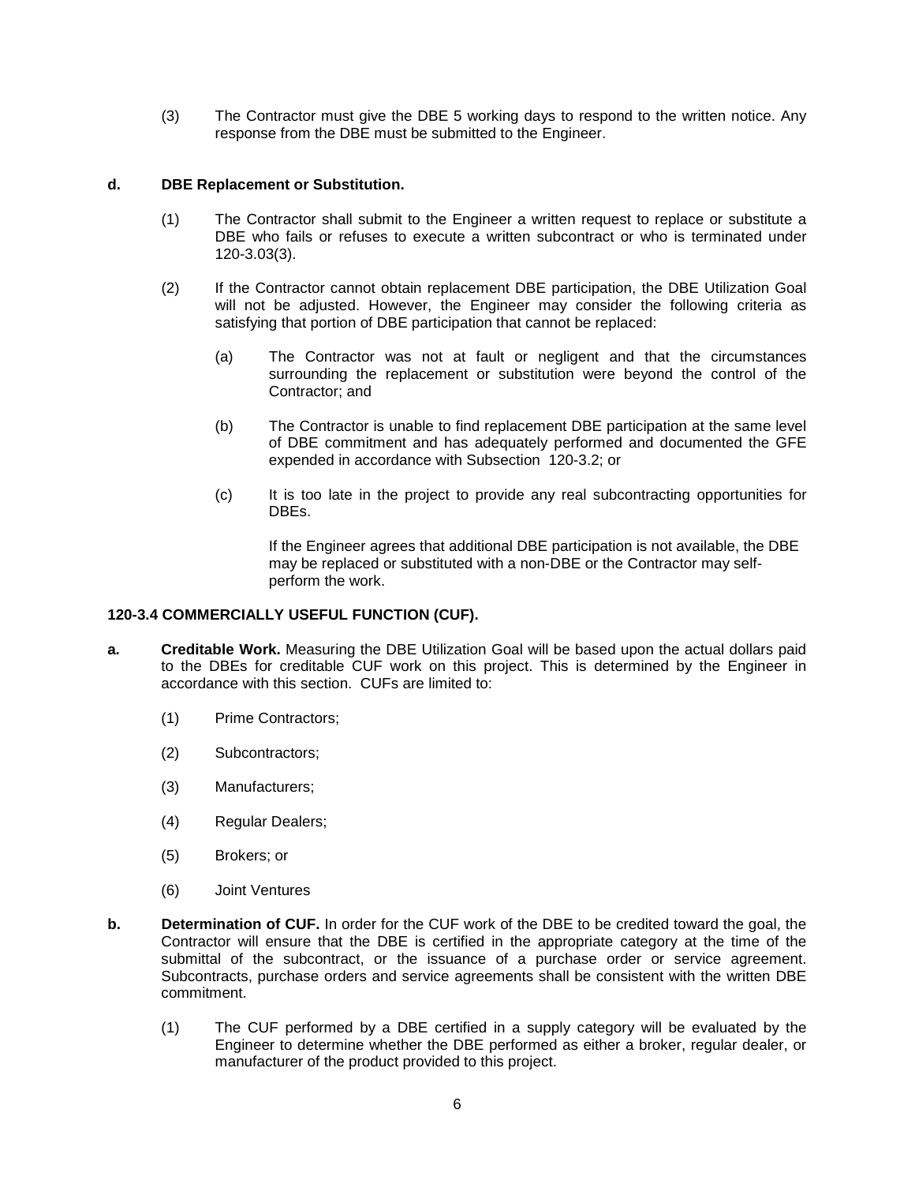(3) The Contractor must give the DBE 5 working days to respond to the written notice. Any response from the DBE must be submitted to the Engineer.

**d. DBE Replacement or Substitution.**

(1) The Contractor shall submit to the Engineer a written request to replace or substitute a DBE who fails or refuses to execute a written subcontract or who is terminated under 120-3.03(3).

(2) If the Contractor cannot obtain replacement DBE participation, the DBE Utilization Goal will not be adjusted. However, the Engineer may consider the following criteria as satisfying that portion of DBE participation that cannot be replaced:

(a) The Contractor was not at fault or negligent and that the circumstances surrounding the replacement or substitution were beyond the control of the Contractor; and

(b) The Contractor is unable to find replacement DBE participation at the same level of DBE commitment and has adequately performed and documented the GFE expended in accordance with Subsection 120-3.2; or

(c) It is too late in the project to provide any real subcontracting opportunities for DBEs.

If the Engineer agrees that additional DBE participation is not available, the DBE may be replaced or substituted with a non-DBE or the Contractor may self-perform the work.

**120-3.4 COMMERCIALLY USEFUL FUNCTION (CUF).**

**a. Creditable Work.** Measuring the DBE Utilization Goal will be based upon the actual dollars paid to the DBEs for creditable CUF work on this project. This is determined by the Engineer in accordance with this section. CUFs are limited to:

(1) Prime Contractors;

(2) Subcontractors;

(3) Manufacturers;

(4) Regular Dealers;

(5) Brokers; or

(6) Joint Ventures

**b. Determination of CUF.** In order for the CUF work of the DBE to be credited toward the goal, the Contractor will ensure that the DBE is certified in the appropriate category at the time of the submittal of the subcontract, or the issuance of a purchase order or service agreement. Subcontracts, purchase orders and service agreements shall be consistent with the written DBE commitment.

(1) The CUF performed by a DBE certified in a supply category will be evaluated by the Engineer to determine whether the DBE performed as either a broker, regular dealer, or manufacturer of the product provided to this project.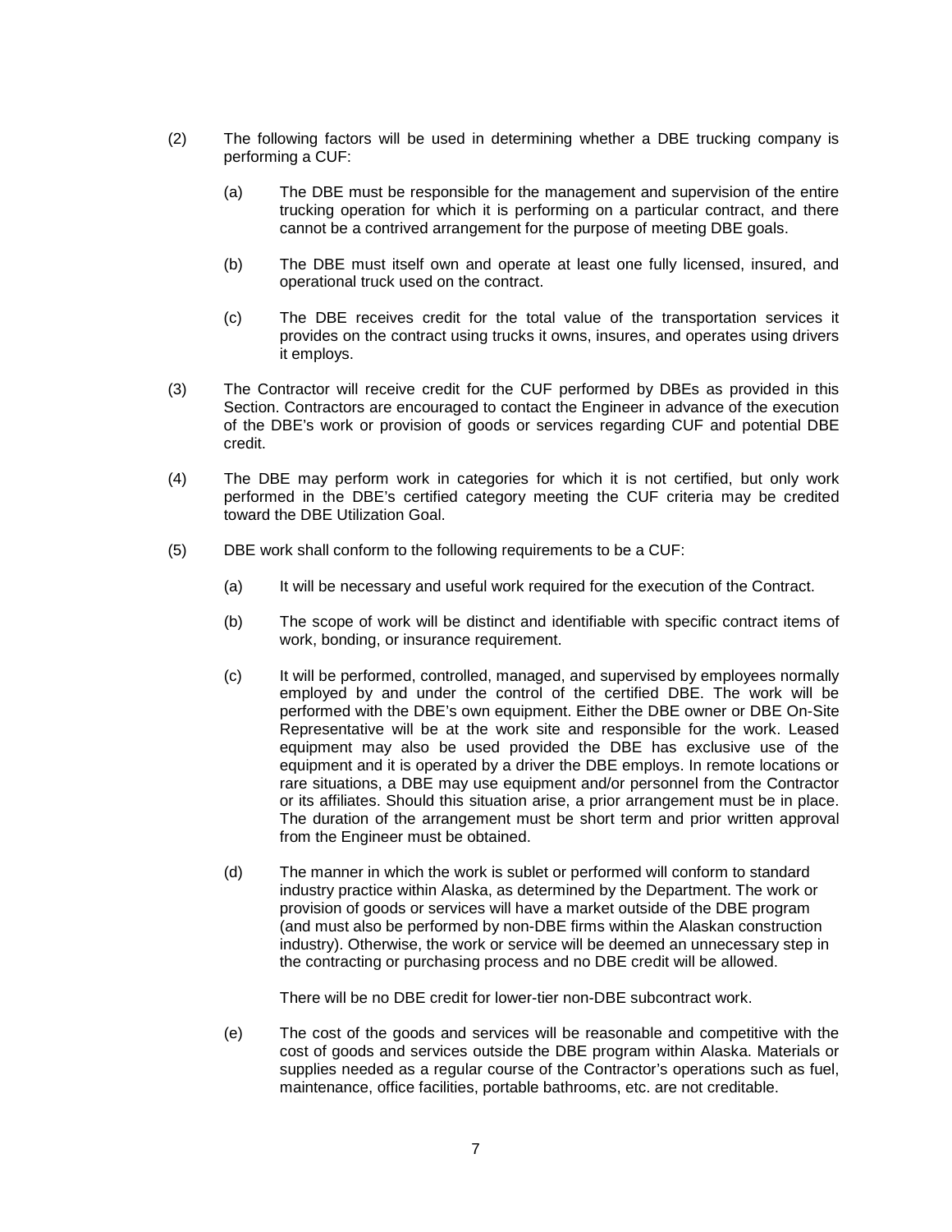(2) The following factors will be used in determining whether a DBE trucking company is performing a CUF:

  (a) The DBE must be responsible for the management and supervision of the entire trucking operation for which it is performing on a particular contract, and there cannot be a contrived arrangement for the purpose of meeting DBE goals.

  (b) The DBE must itself own and operate at least one fully licensed, insured, and operational truck used on the contract.

  (c) The DBE receives credit for the total value of the transportation services it provides on the contract using trucks it owns, insures, and operates using drivers it employs.

(3) The Contractor will receive credit for the CUF performed by DBEs as provided in this Section. Contractors are encouraged to contact the Engineer in advance of the execution of the DBE's work or provision of goods or services regarding CUF and potential DBE credit.

(4) The DBE may perform work in categories for which it is not certified, but only work performed in the DBE's certified category meeting the CUF criteria may be credited toward the DBE Utilization Goal.

(5) DBE work shall conform to the following requirements to be a CUF:

  (a) It will be necessary and useful work required for the execution of the Contract.

  (b) The scope of work will be distinct and identifiable with specific contract items of work, bonding, or insurance requirement.

  (c) It will be performed, controlled, managed, and supervised by employees normally employed by and under the control of the certified DBE. The work will be performed with the DBE's own equipment. Either the DBE owner or DBE On-Site Representative will be at the work site and responsible for the work. Leased equipment may also be used provided the DBE has exclusive use of the equipment and it is operated by a driver the DBE employs. In remote locations or rare situations, a DBE may use equipment and/or personnel from the Contractor or its affiliates. Should this situation arise, a prior arrangement must be in place. The duration of the arrangement must be short term and prior written approval from the Engineer must be obtained.

  (d) The manner in which the work is sublet or performed will conform to standard industry practice within Alaska, as determined by the Department. The work or provision of goods or services will have a market outside of the DBE program (and must also be performed by non-DBE firms within the Alaskan construction industry). Otherwise, the work or service will be deemed an unnecessary step in the contracting or purchasing process and no DBE credit will be allowed.

  There will be no DBE credit for lower-tier non-DBE subcontract work.

  (e) The cost of the goods and services will be reasonable and competitive with the cost of goods and services outside the DBE program within Alaska. Materials or supplies needed as a regular course of the Contractor's operations such as fuel, maintenance, office facilities, portable bathrooms, etc. are not creditable.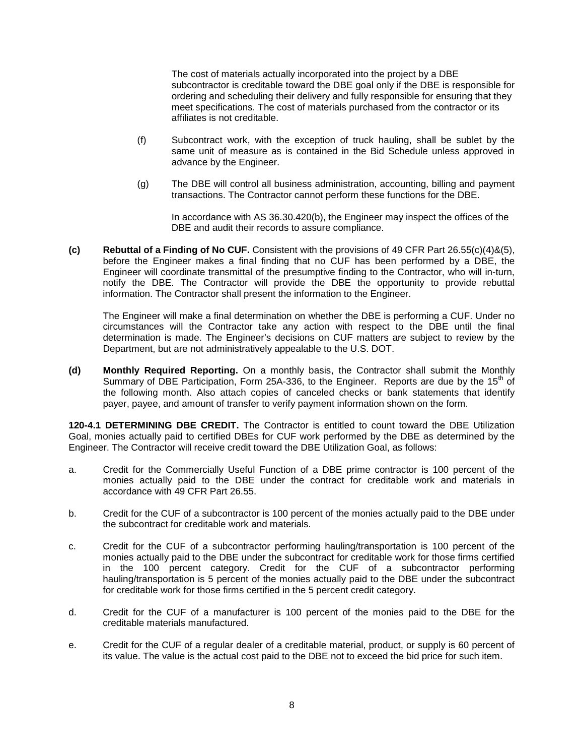The cost of materials actually incorporated into the project by a DBE subcontractor is creditable toward the DBE goal only if the DBE is responsible for ordering and scheduling their delivery and fully responsible for ensuring that they meet specifications. The cost of materials purchased from the contractor or its affiliates is not creditable.

(f) Subcontract work, with the exception of truck hauling, shall be sublet by the same unit of measure as is contained in the Bid Schedule unless approved in advance by the Engineer.

(g) The DBE will control all business administration, accounting, billing and payment transactions. The Contractor cannot perform these functions for the DBE.

In accordance with AS 36.30.420(b), the Engineer may inspect the offices of the DBE and audit their records to assure compliance.

**(c) Rebuttal of a Finding of No CUF.** Consistent with the provisions of 49 CFR Part 26.55(c)(4)&(5), before the Engineer makes a final finding that no CUF has been performed by a DBE, the Engineer will coordinate transmittal of the presumptive finding to the Contractor, who will in-turn, notify the DBE. The Contractor will provide the DBE the opportunity to provide rebuttal information. The Contractor shall present the information to the Engineer.

The Engineer will make a final determination on whether the DBE is performing a CUF. Under no circumstances will the Contractor take any action with respect to the DBE until the final determination is made. The Engineer's decisions on CUF matters are subject to review by the Department, but are not administratively appealable to the U.S. DOT.

**(d) Monthly Required Reporting.** On a monthly basis, the Contractor shall submit the Monthly Summary of DBE Participation, Form 25A-336, to the Engineer. Reports are due by the 15th of the following month. Also attach copies of canceled checks or bank statements that identify payer, payee, and amount of transfer to verify payment information shown on the form.

**120-4.1 DETERMINING DBE CREDIT.** The Contractor is entitled to count toward the DBE Utilization Goal, monies actually paid to certified DBEs for CUF work performed by the DBE as determined by the Engineer. The Contractor will receive credit toward the DBE Utilization Goal, as follows:

a. Credit for the Commercially Useful Function of a DBE prime contractor is 100 percent of the monies actually paid to the DBE under the contract for creditable work and materials in accordance with 49 CFR Part 26.55.

b. Credit for the CUF of a subcontractor is 100 percent of the monies actually paid to the DBE under the subcontract for creditable work and materials.

c. Credit for the CUF of a subcontractor performing hauling/transportation is 100 percent of the monies actually paid to the DBE under the subcontract for creditable work for those firms certified in the 100 percent category. Credit for the CUF of a subcontractor performing hauling/transportation is 5 percent of the monies actually paid to the DBE under the subcontract for creditable work for those firms certified in the 5 percent credit category.

d. Credit for the CUF of a manufacturer is 100 percent of the monies paid to the DBE for the creditable materials manufactured.

e. Credit for the CUF of a regular dealer of a creditable material, product, or supply is 60 percent of its value. The value is the actual cost paid to the DBE not to exceed the bid price for such item.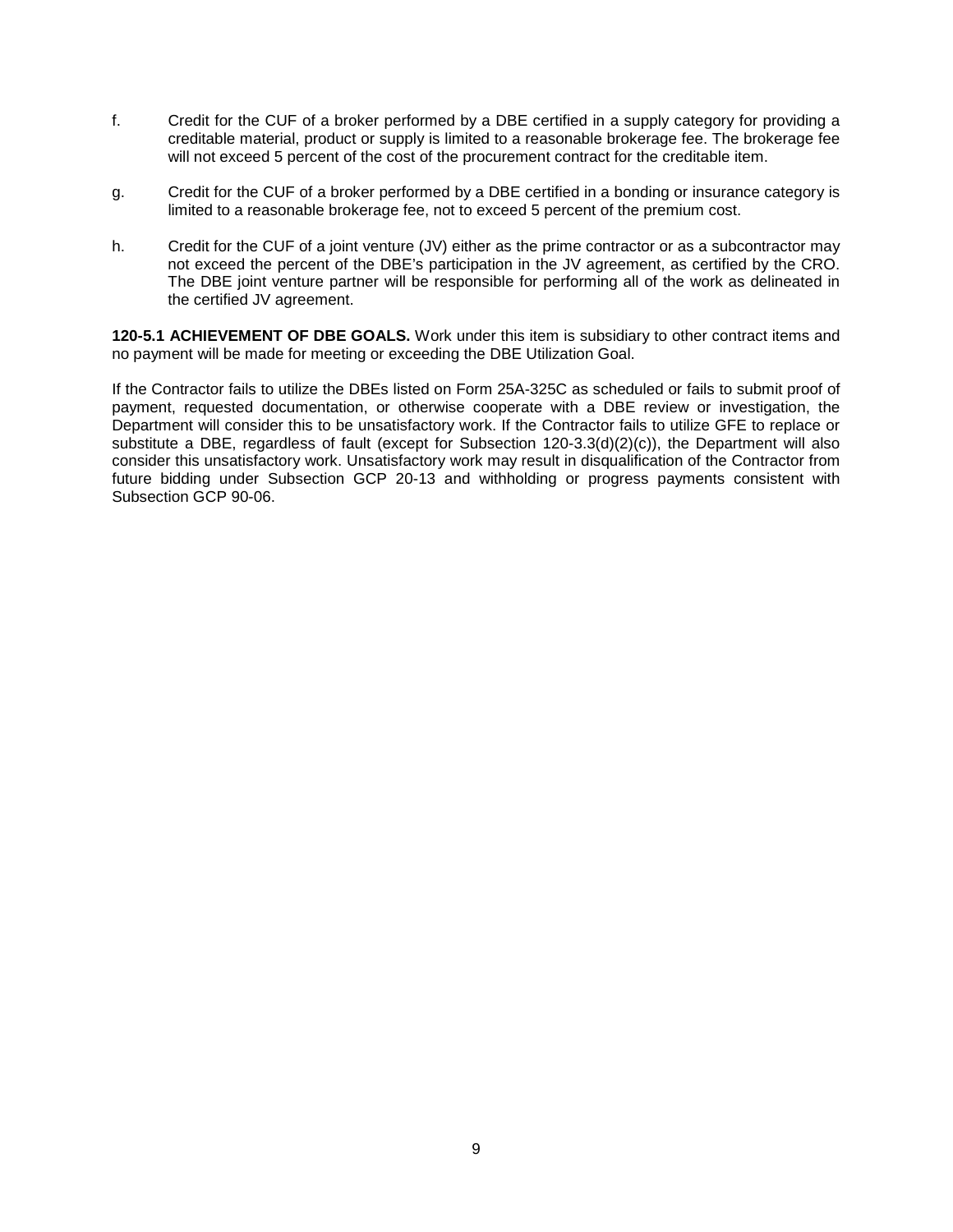f. Credit for the CUF of a broker performed by a DBE certified in a supply category for providing a creditable material, product or supply is limited to a reasonable brokerage fee. The brokerage fee will not exceed 5 percent of the cost of the procurement contract for the creditable item.

g. Credit for the CUF of a broker performed by a DBE certified in a bonding or insurance category is limited to a reasonable brokerage fee, not to exceed 5 percent of the premium cost.

h. Credit for the CUF of a joint venture (JV) either as the prime contractor or as a subcontractor may not exceed the percent of the DBE's participation in the JV agreement, as certified by the CRO. The DBE joint venture partner will be responsible for performing all of the work as delineated in the certified JV agreement.

**120-5.1 ACHIEVEMENT OF DBE GOALS.** Work under this item is subsidiary to other contract items and no payment will be made for meeting or exceeding the DBE Utilization Goal.

If the Contractor fails to utilize the DBEs listed on Form 25A-325C as scheduled or fails to submit proof of payment, requested documentation, or otherwise cooperate with a DBE review or investigation, the Department will consider this to be unsatisfactory work. If the Contractor fails to utilize GFE to replace or substitute a DBE, regardless of fault (except for Subsection 120-3.3(d)(2)(c)), the Department will also consider this unsatisfactory work. Unsatisfactory work may result in disqualification of the Contractor from future bidding under Subsection GCP 20-13 and withholding or progress payments consistent with Subsection GCP 90-06.